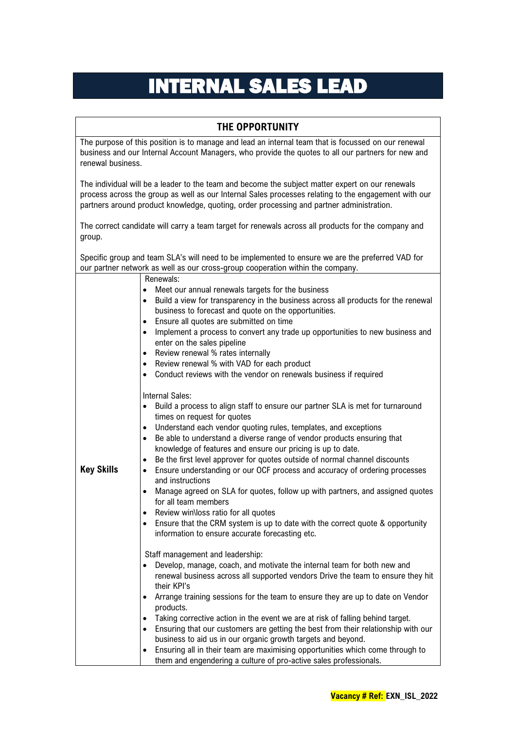# INTERNAL SALES LEAD

## THE OPPORTUNITY

The purpose of this position is to manage and lead an internal team that is focussed on our renewal business and our Internal Account Managers, who provide the quotes to all our partners for new and renewal business.

The individual will be a leader to the team and become the subject matter expert on our renewals process across the group as well as our Internal Sales processes relating to the engagement with our partners around product knowledge, quoting, order processing and partner administration.

The correct candidate will carry a team target for renewals across all products for the company and group.

Specific group and team SLA's will need to be implemented to ensure we are the preferred VAD for our partner network as well as our cross-group cooperation within the company.

## Key Skills

Renewals:

- Meet our annual renewals targets for the business
- Build a view for transparency in the business across all products for the renewal business to forecast and quote on the opportunities.
- Ensure all quotes are submitted on time
- Implement a process to convert any trade up opportunities to new business and enter on the sales pipeline
- Review renewal % rates internally
- Review renewal % with VAD for each product
- Conduct reviews with the vendor on renewals business if required

Internal Sales:

- Build a process to align staff to ensure our partner SLA is met for turnaround times on request for quotes
- Understand each vendor quoting rules, templates, and exceptions
- Be able to understand a diverse range of vendor products ensuring that knowledge of features and ensure our pricing is up to date.
- Be the first level approver for quotes outside of normal channel discounts
- Ensure understanding or our OCF process and accuracy of ordering processes and instructions
- Manage agreed on SLA for quotes, follow up with partners, and assigned quotes for all team members
- Review win\loss ratio for all quotes
- Ensure that the CRM system is up to date with the correct quote & opportunity information to ensure accurate forecasting etc.

Staff management and leadership:

- Develop, manage, coach, and motivate the internal team for both new and renewal business across all supported vendors Drive the team to ensure they hit their KPI's
- Arrange training sessions for the team to ensure they are up to date on Vendor products.
- Taking corrective action in the event we are at risk of falling behind target.
- Ensuring that our customers are getting the best from their relationship with our business to aid us in our organic growth targets and beyond.
- Ensuring all in their team are maximising opportunities which come through to them and engendering a culture of pro-active sales professionals.

**Vacancy # Ref: EXN_ISL_2022**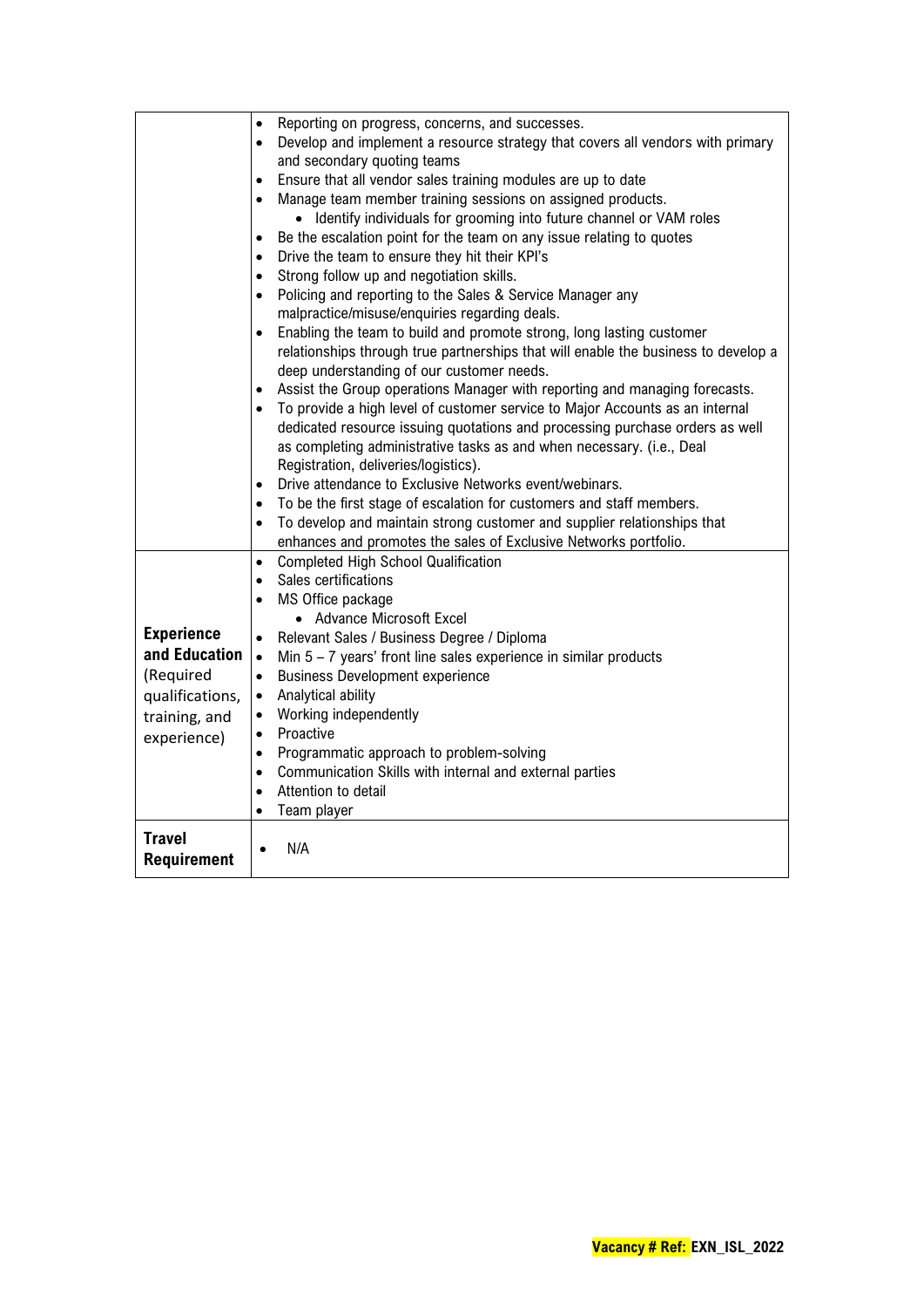| | |
|---|---|
| | • Reporting on progress, concerns, and successes.<br>• Develop and implement a resource strategy that covers all vendors with primary and secondary quoting teams<br>• Ensure that all vendor sales training modules are up to date<br>• Manage team member training sessions on assigned products.<br>&nbsp;&nbsp;&nbsp;&nbsp;• Identify individuals for grooming into future channel or VAM roles<br>• Be the escalation point for the team on any issue relating to quotes<br>• Drive the team to ensure they hit their KPI's<br>• Strong follow up and negotiation skills.<br>• Policing and reporting to the Sales & Service Manager any malpractice/misuse/enquiries regarding deals.<br>• Enabling the team to build and promote strong, long lasting customer relationships through true partnerships that will enable the business to develop a deep understanding of our customer needs.<br>• Assist the Group operations Manager with reporting and managing forecasts.<br>• To provide a high level of customer service to Major Accounts as an internal dedicated resource issuing quotations and processing purchase orders as well as completing administrative tasks as and when necessary. (i.e., Deal Registration, deliveries/logistics).<br>• Drive attendance to Exclusive Networks event/webinars.<br>• To be the first stage of escalation for customers and staff members.<br>• To develop and maintain strong customer and supplier relationships that enhances and promotes the sales of Exclusive Networks portfolio. |
| **Experience and Education** (Required qualifications, training, and experience) | • Completed High School Qualification<br>• Sales certifications<br>• MS Office package<br>&nbsp;&nbsp;&nbsp;&nbsp;• Advance Microsoft Excel<br>• Relevant Sales / Business Degree / Diploma<br>• Min 5 – 7 years' front line sales experience in similar products<br>• Business Development experience<br>• Analytical ability<br>• Working independently<br>• Proactive<br>• Programmatic approach to problem-solving<br>• Communication Skills with internal and external parties<br>• Attention to detail<br>• Team player |
| **Travel Requirement** | • N/A |

**Vacancy # Ref: EXN_ISL_2022**